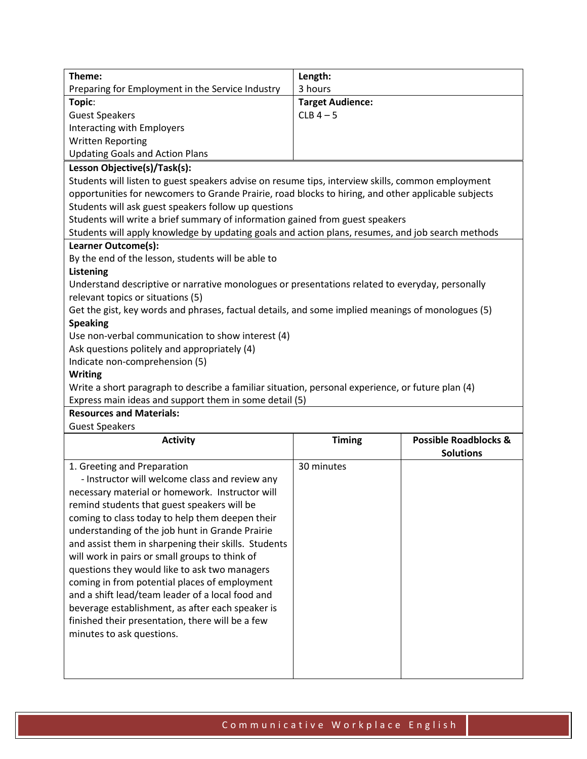| Theme: | Length: |
|---|---|
| Preparing for Employment in the Service Industry | 3 hours |
| **Topic**: | **Target Audience:** |
| Guest Speakers<br>Interacting with Employers<br>Written Reporting<br>Updating Goals and Action Plans | CLB 4 – 5 |

**Lesson Objective(s)/Task(s):**

Students will listen to guest speakers advise on resume tips, interview skills, common employment opportunities for newcomers to Grande Prairie, road blocks to hiring, and other applicable subjects

Students will ask guest speakers follow up questions

Students will write a brief summary of information gained from guest speakers

Students will apply knowledge by updating goals and action plans, resumes, and job search methods

**Learner Outcome(s):**

By the end of the lesson, students will be able to

**Listening**

Understand descriptive or narrative monologues or presentations related to everyday, personally relevant topics or situations (5)

Get the gist, key words and phrases, factual details, and some implied meanings of monologues (5)

**Speaking**

Use non-verbal communication to show interest (4)

Ask questions politely and appropriately (4)

Indicate non-comprehension (5)

**Writing**

Write a short paragraph to describe a familiar situation, personal experience, or future plan (4)

Express main ideas and support them in some detail (5)

**Resources and Materials:**

Guest Speakers

| Activity | Timing | Possible Roadblocks & Solutions |
|---|---|---|
| 1. Greeting and Preparation<br>- Instructor will welcome class and review any necessary material or homework. Instructor will remind students that guest speakers will be coming to class today to help them deepen their understanding of the job hunt in Grande Prairie and assist them in sharpening their skills. Students will work in pairs or small groups to think of questions they would like to ask two managers coming in from potential places of employment and a shift lead/team leader of a local food and beverage establishment, as after each speaker is finished their presentation, there will be a few minutes to ask questions. | 30 minutes | |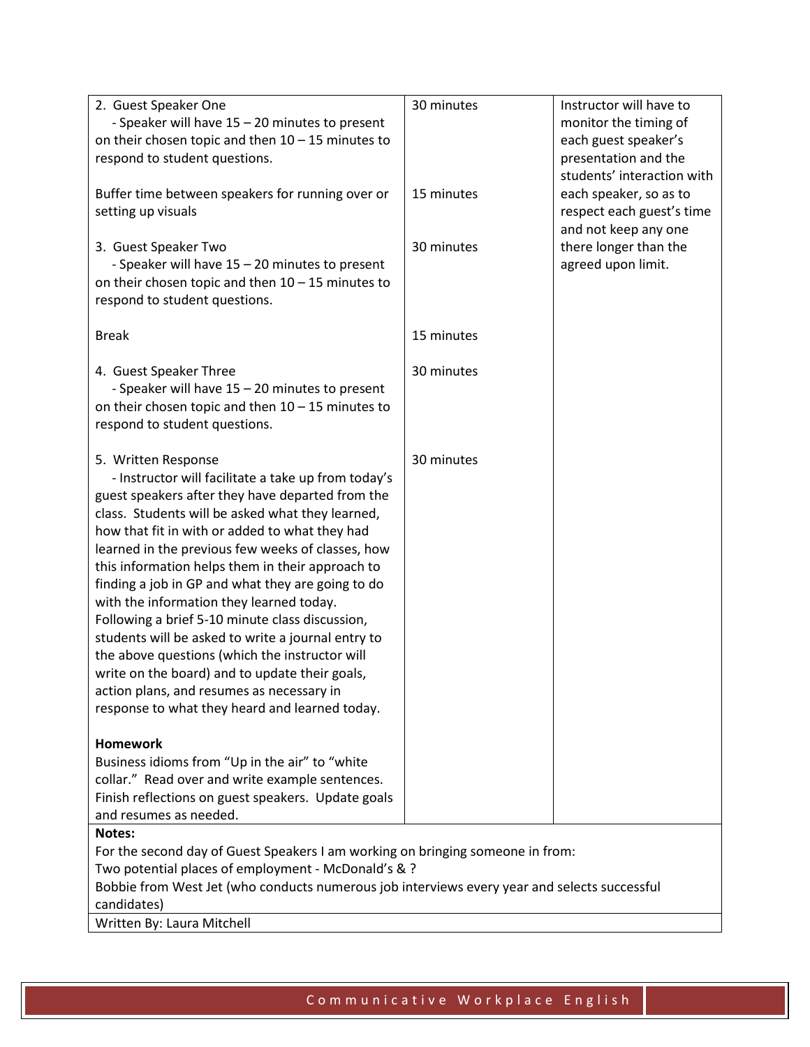| | | |
|---|---|---|
| 2. Guest Speaker One<br>- Speaker will have 15 – 20 minutes to present on their chosen topic and then 10 – 15 minutes to respond to student questions.<br><br>Buffer time between speakers for running over or setting up visuals<br><br>3. Guest Speaker Two<br>- Speaker will have 15 – 20 minutes to present on their chosen topic and then 10 – 15 minutes to respond to student questions.<br><br>Break<br><br>4. Guest Speaker Three<br>- Speaker will have 15 – 20 minutes to present on their chosen topic and then 10 – 15 minutes to respond to student questions.<br><br>5. Written Response<br>- Instructor will facilitate a take up from today's guest speakers after they have departed from the class. Students will be asked what they learned, how that fit in with or added to what they had learned in the previous few weeks of classes, how this information helps them in their approach to finding a job in GP and what they are going to do with the information they learned today. Following a brief 5-10 minute class discussion, students will be asked to write a journal entry to the above questions (which the instructor will write on the board) and to update their goals, action plans, and resumes as necessary in response to what they heard and learned today.<br><br>**Homework**<br>Business idioms from "Up in the air" to "white collar." Read over and write example sentences. Finish reflections on guest speakers. Update goals and resumes as needed. | 30 minutes<br><br><br><br>15 minutes<br><br><br>30 minutes<br><br><br><br>15 minutes<br><br>30 minutes<br><br><br><br>30 minutes | Instructor will have to monitor the timing of each guest speaker's presentation and the students' interaction with each speaker, so as to respect each guest's time and not keep any one there longer than the agreed upon limit. |
| **Notes:**<br>For the second day of Guest Speakers I am working on bringing someone in from:<br>Two potential places of employment - McDonald's & ?<br>Bobbie from West Jet (who conducts numerous job interviews every year and selects successful candidates) | | |
| Written By: Laura Mitchell | | |